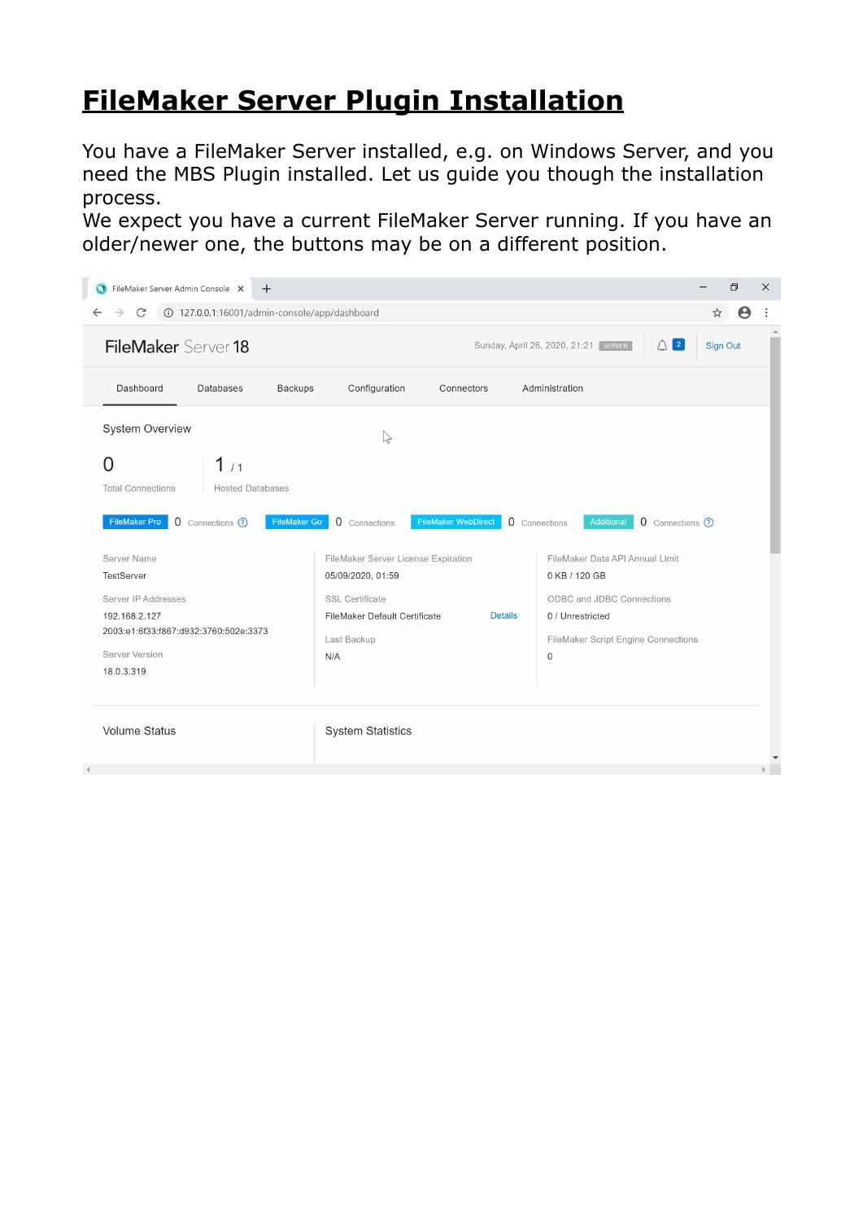# FileMaker Server Plugin Installation

You have a FileMaker Server installed, e.g. on Windows Server, and you need the MBS Plugin installed. Let us guide you though the installation process.
We expect you have a current FileMaker Server running. If you have an older/newer one, the buttons may be on a different position.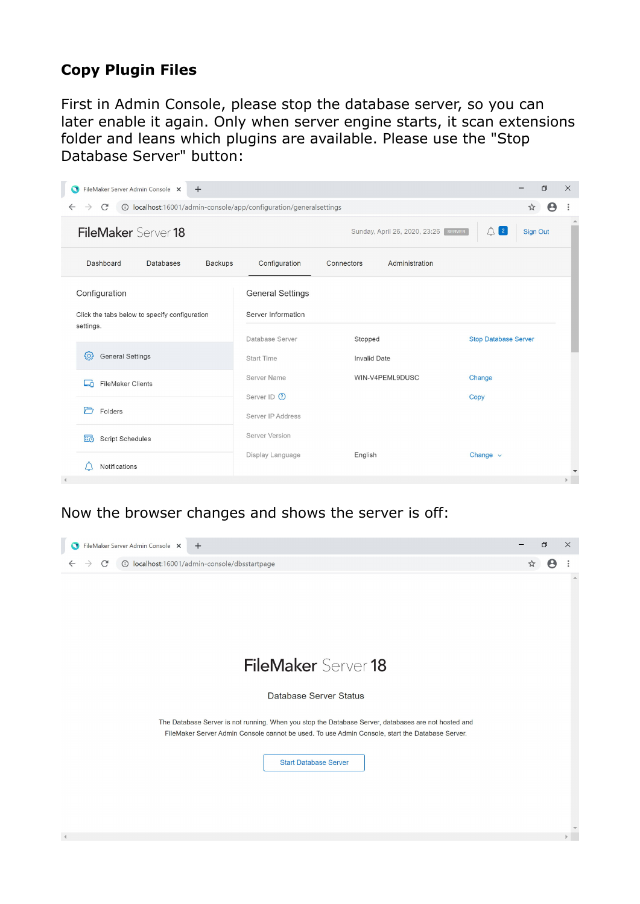## Copy Plugin Files

First in Admin Console, please stop the database server, so you can later enable it again. Only when server engine starts, it scan extensions folder and leans which plugins are available. Please use the "Stop Database Server" button:

Now the browser changes and shows the server is off: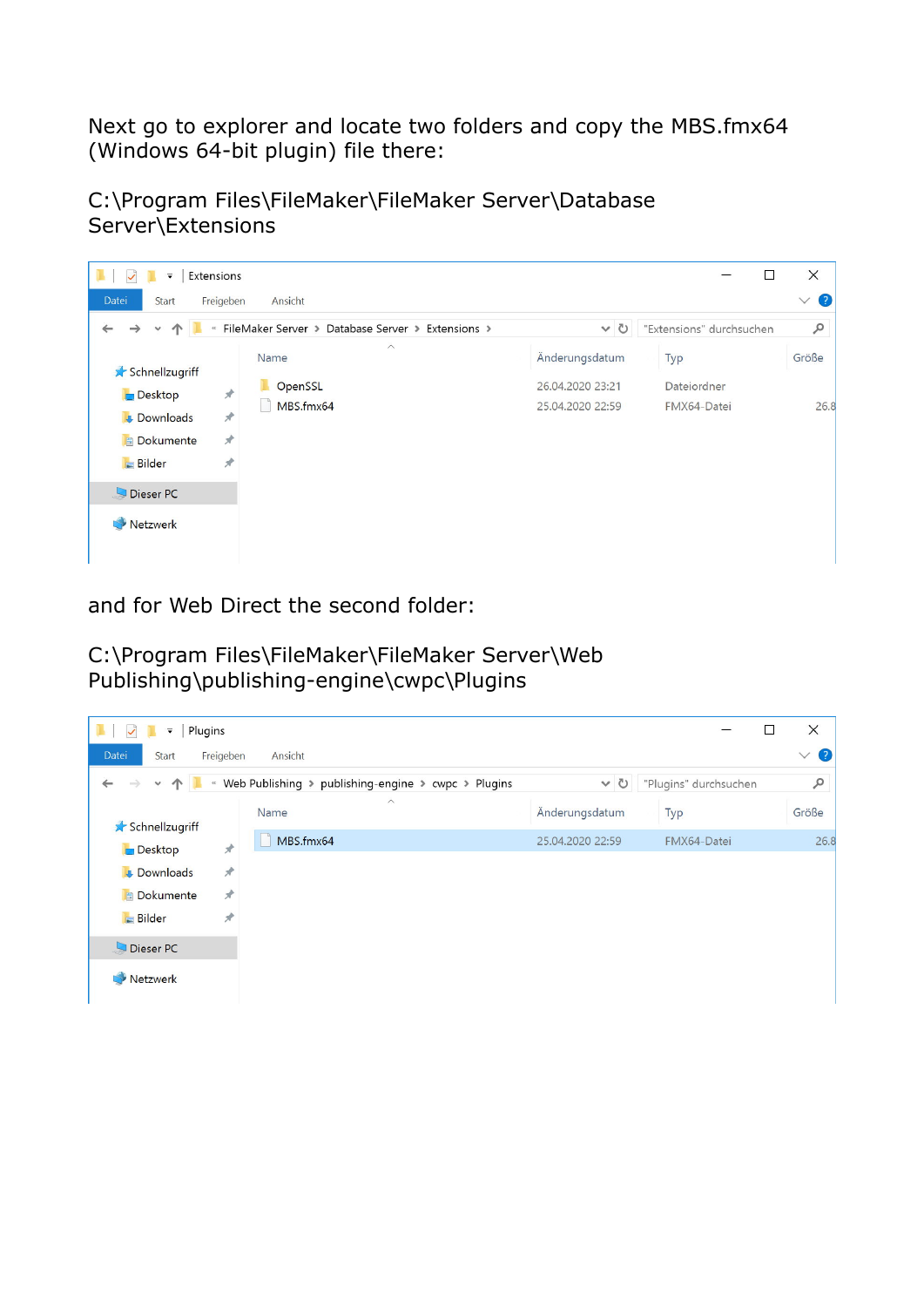Next go to explorer and locate two folders and copy the MBS.fmx64 (Windows 64-bit plugin) file there:

C:\Program Files\FileMaker\FileMaker Server\Database Server\Extensions

and for Web Direct the second folder:

C:\Program Files\FileMaker\FileMaker Server\Web Publishing\publishing-engine\cwpc\Plugins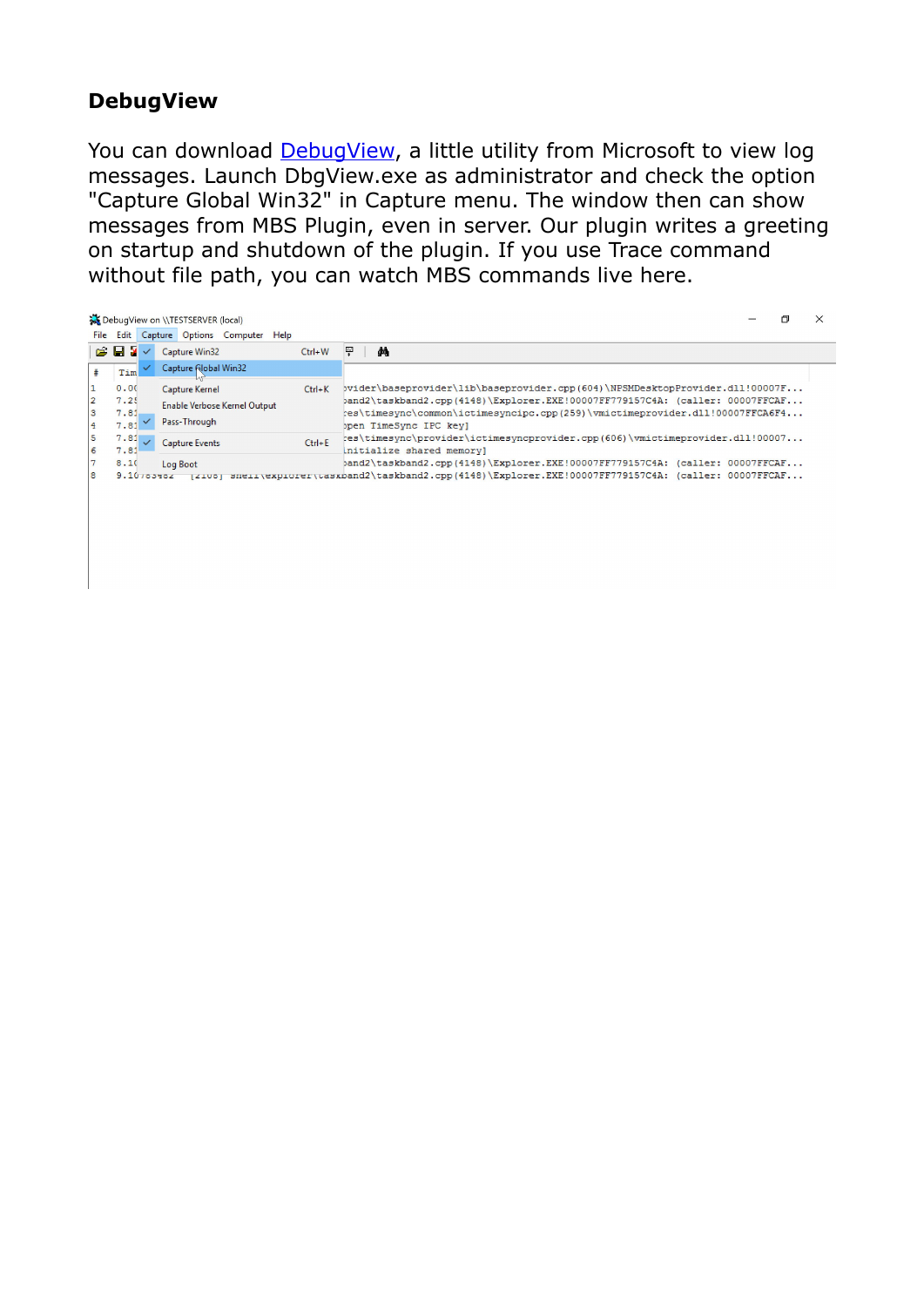## DebugView

You can download DebugView, a little utility from Microsoft to view log messages. Launch DbgView.exe as administrator and check the option "Capture Global Win32" in Capture menu. The window then can show messages from MBS Plugin, even in server. Our plugin writes a greeting on startup and shutdown of the plugin. If you use Trace command without file path, you can watch MBS commands live here.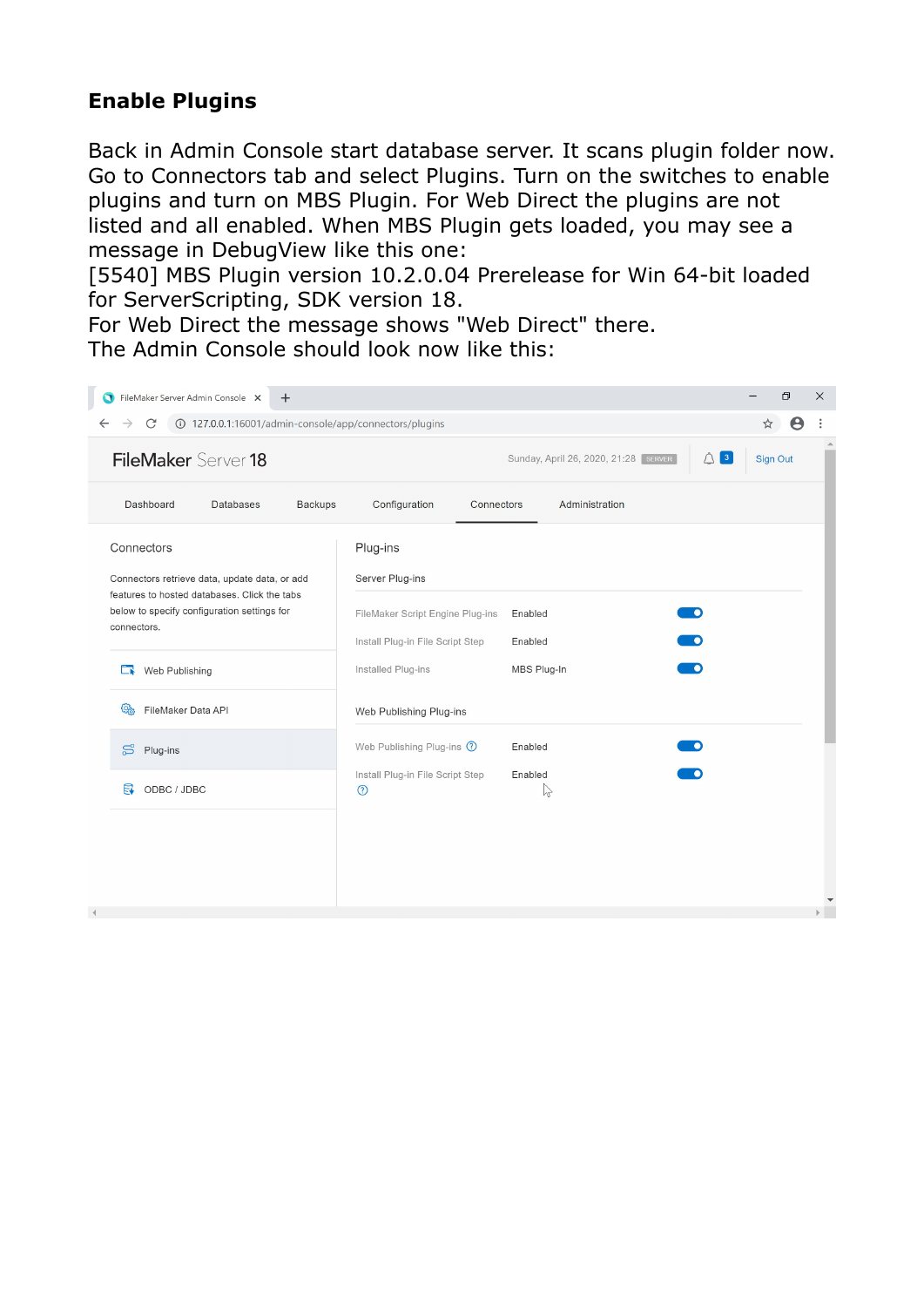## Enable Plugins

Back in Admin Console start database server. It scans plugin folder now. Go to Connectors tab and select Plugins. Turn on the switches to enable plugins and turn on MBS Plugin. For Web Direct the plugins are not listed and all enabled. When MBS Plugin gets loaded, you may see a message in DebugView like this one:
[5540] MBS Plugin version 10.2.0.04 Prerelease for Win 64-bit loaded for ServerScripting, SDK version 18.
For Web Direct the message shows "Web Direct" there.
The Admin Console should look now like this: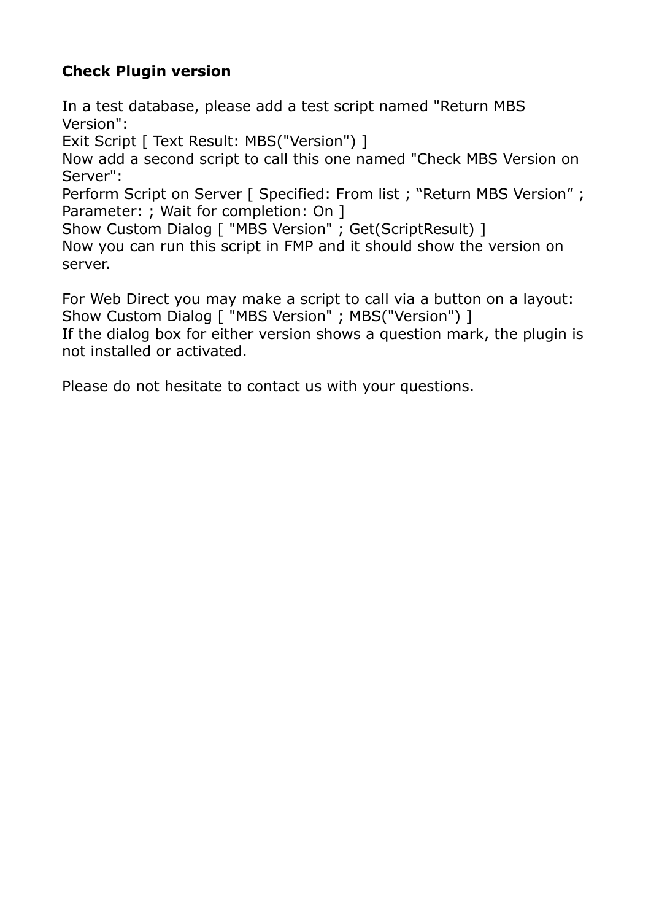**Check Plugin version**

In a test database, please add a test script named "Return MBS Version":
Exit Script [ Text Result: MBS("Version") ]
Now add a second script to call this one named "Check MBS Version on Server":
Perform Script on Server [ Specified: From list ; “Return MBS Version” ; Parameter: ; Wait for completion: On ]
Show Custom Dialog [ "MBS Version" ; Get(ScriptResult) ]
Now you can run this script in FMP and it should show the version on server.

For Web Direct you may make a script to call via a button on a layout:
Show Custom Dialog [ "MBS Version" ; MBS("Version") ]
If the dialog box for either version shows a question mark, the plugin is not installed or activated.

Please do not hesitate to contact us with your questions.